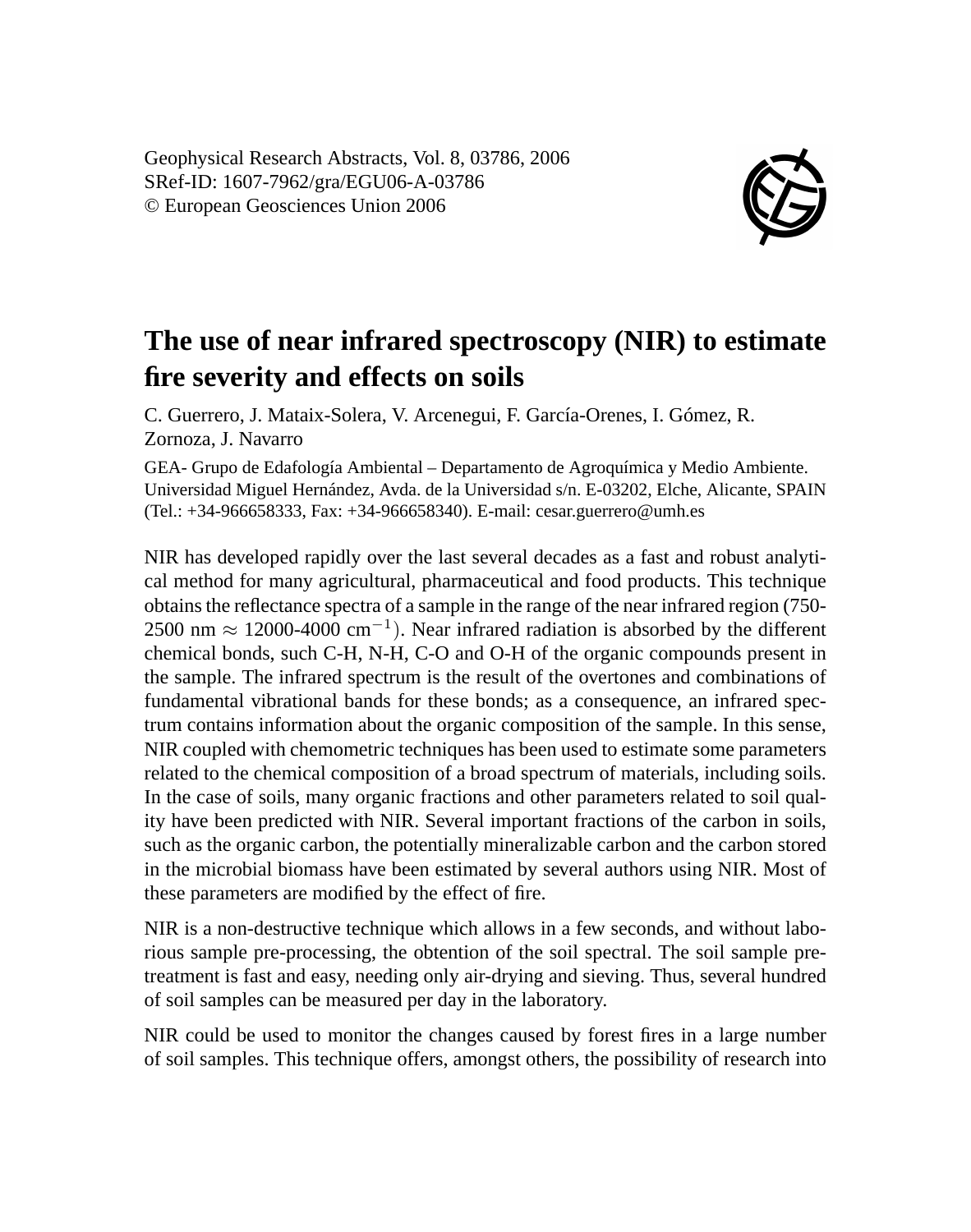Geophysical Research Abstracts, Vol. 8, 03786, 2006
SRef-ID: 1607-7962/gra/EGU06-A-03786
© European Geosciences Union 2006

# The use of near infrared spectroscopy (NIR) to estimate fire severity and effects on soils

C. Guerrero, J. Mataix-Solera, V. Arcenegui, F. García-Orenes, I. Gómez, R. Zornoza, J. Navarro

GEA- Grupo de Edafología Ambiental – Departamento de Agroquímica y Medio Ambiente. Universidad Miguel Hernández, Avda. de la Universidad s/n. E-03202, Elche, Alicante, SPAIN (Tel.: +34-966658333, Fax: +34-966658340). E-mail: cesar.guerrero@umh.es

NIR has developed rapidly over the last several decades as a fast and robust analytical method for many agricultural, pharmaceutical and food products. This technique obtains the reflectance spectra of a sample in the range of the near infrared region (750-2500 nm $\approx$ 12000-4000 $cm^{-1}$). Near infrared radiation is absorbed by the different chemical bonds, such C-H, N-H, C-O and O-H of the organic compounds present in the sample. The infrared spectrum is the result of the overtones and combinations of fundamental vibrational bands for these bonds; as a consequence, an infrared spectrum contains information about the organic composition of the sample. In this sense, NIR coupled with chemometric techniques has been used to estimate some parameters related to the chemical composition of a broad spectrum of materials, including soils. In the case of soils, many organic fractions and other parameters related to soil quality have been predicted with NIR. Several important fractions of the carbon in soils, such as the organic carbon, the potentially mineralizable carbon and the carbon stored in the microbial biomass have been estimated by several authors using NIR. Most of these parameters are modified by the effect of fire.

NIR is a non-destructive technique which allows in a few seconds, and without laborious sample pre-processing, the obtention of the soil spectral. The soil sample pre-treatment is fast and easy, needing only air-drying and sieving. Thus, several hundred of soil samples can be measured per day in the laboratory.

NIR could be used to monitor the changes caused by forest fires in a large number of soil samples. This technique offers, amongst others, the possibility of research into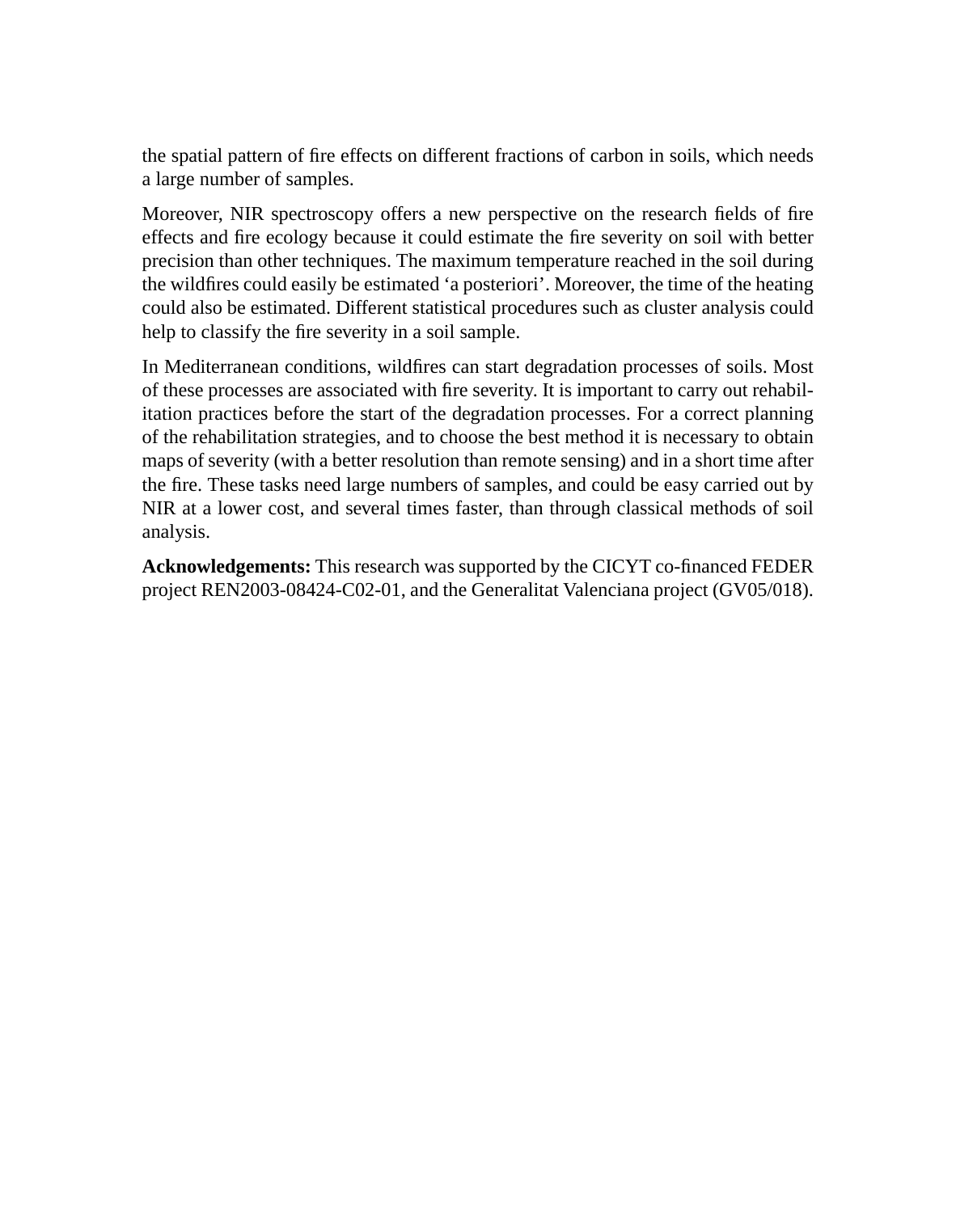the spatial pattern of fire effects on different fractions of carbon in soils, which needs a large number of samples.

Moreover, NIR spectroscopy offers a new perspective on the research fields of fire effects and fire ecology because it could estimate the fire severity on soil with better precision than other techniques. The maximum temperature reached in the soil during the wildfires could easily be estimated 'a posteriori'. Moreover, the time of the heating could also be estimated. Different statistical procedures such as cluster analysis could help to classify the fire severity in a soil sample.

In Mediterranean conditions, wildfires can start degradation processes of soils. Most of these processes are associated with fire severity. It is important to carry out rehabilitation practices before the start of the degradation processes. For a correct planning of the rehabilitation strategies, and to choose the best method it is necessary to obtain maps of severity (with a better resolution than remote sensing) and in a short time after the fire. These tasks need large numbers of samples, and could be easy carried out by NIR at a lower cost, and several times faster, than through classical methods of soil analysis.

**Acknowledgements:** This research was supported by the CICYT co-financed FEDER project REN2003-08424-C02-01, and the Generalitat Valenciana project (GV05/018).